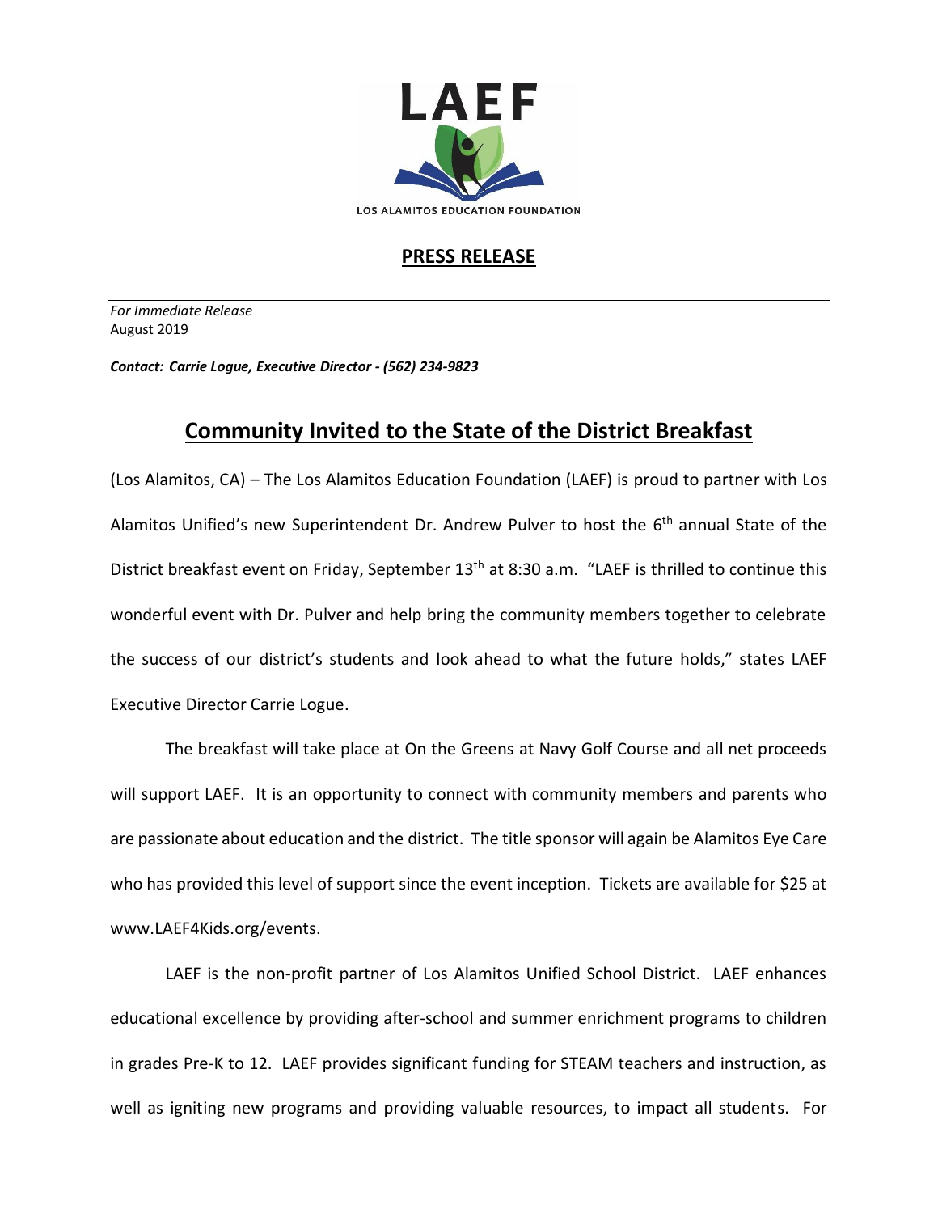LAEF

LOS ALAMITOS EDUCATION FOUNDATION

**PRESS RELEASE**

*For Immediate Release*
August 2019

***Contact: Carrie Logue, Executive Director - (562) 234-9823***

# Community Invited to the State of the District Breakfast

(Los Alamitos, CA) – The Los Alamitos Education Foundation (LAEF) is proud to partner with Los Alamitos Unified's new Superintendent Dr. Andrew Pulver to host the 6th annual State of the District breakfast event on Friday, September 13th at 8:30 a.m. "LAEF is thrilled to continue this wonderful event with Dr. Pulver and help bring the community members together to celebrate the success of our district's students and look ahead to what the future holds," states LAEF Executive Director Carrie Logue.

The breakfast will take place at On the Greens at Navy Golf Course and all net proceeds will support LAEF. It is an opportunity to connect with community members and parents who are passionate about education and the district. The title sponsor will again be Alamitos Eye Care who has provided this level of support since the event inception. Tickets are available for $25 at www.LAEF4Kids.org/events.

LAEF is the non-profit partner of Los Alamitos Unified School District. LAEF enhances educational excellence by providing after-school and summer enrichment programs to children in grades Pre-K to 12. LAEF provides significant funding for STEAM teachers and instruction, as well as igniting new programs and providing valuable resources, to impact all students. For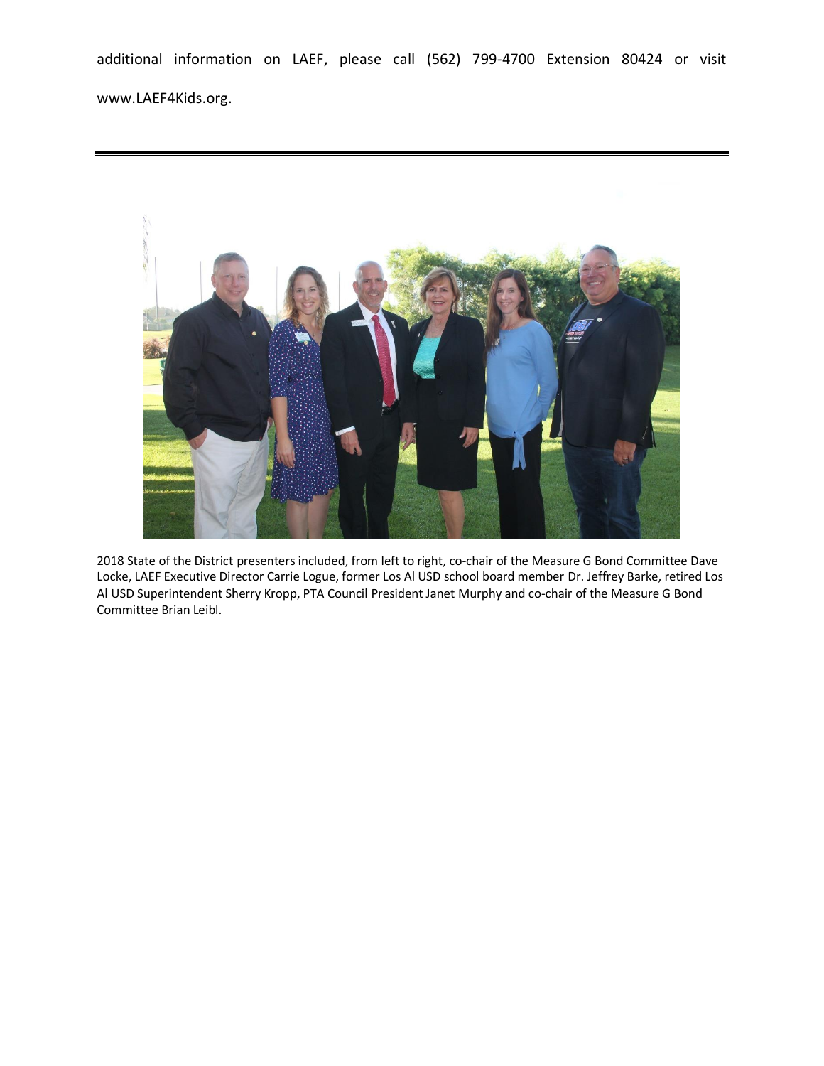additional information on LAEF, please call (562) 799-4700 Extension 80424 or visit www.LAEF4Kids.org.

---

2018 State of the District presenters included, from left to right, co-chair of the Measure G Bond Committee Dave Locke, LAEF Executive Director Carrie Logue, former Los Al USD school board member Dr. Jeffrey Barke, retired Los Al USD Superintendent Sherry Kropp, PTA Council President Janet Murphy and co-chair of the Measure G Bond Committee Brian Leibl.